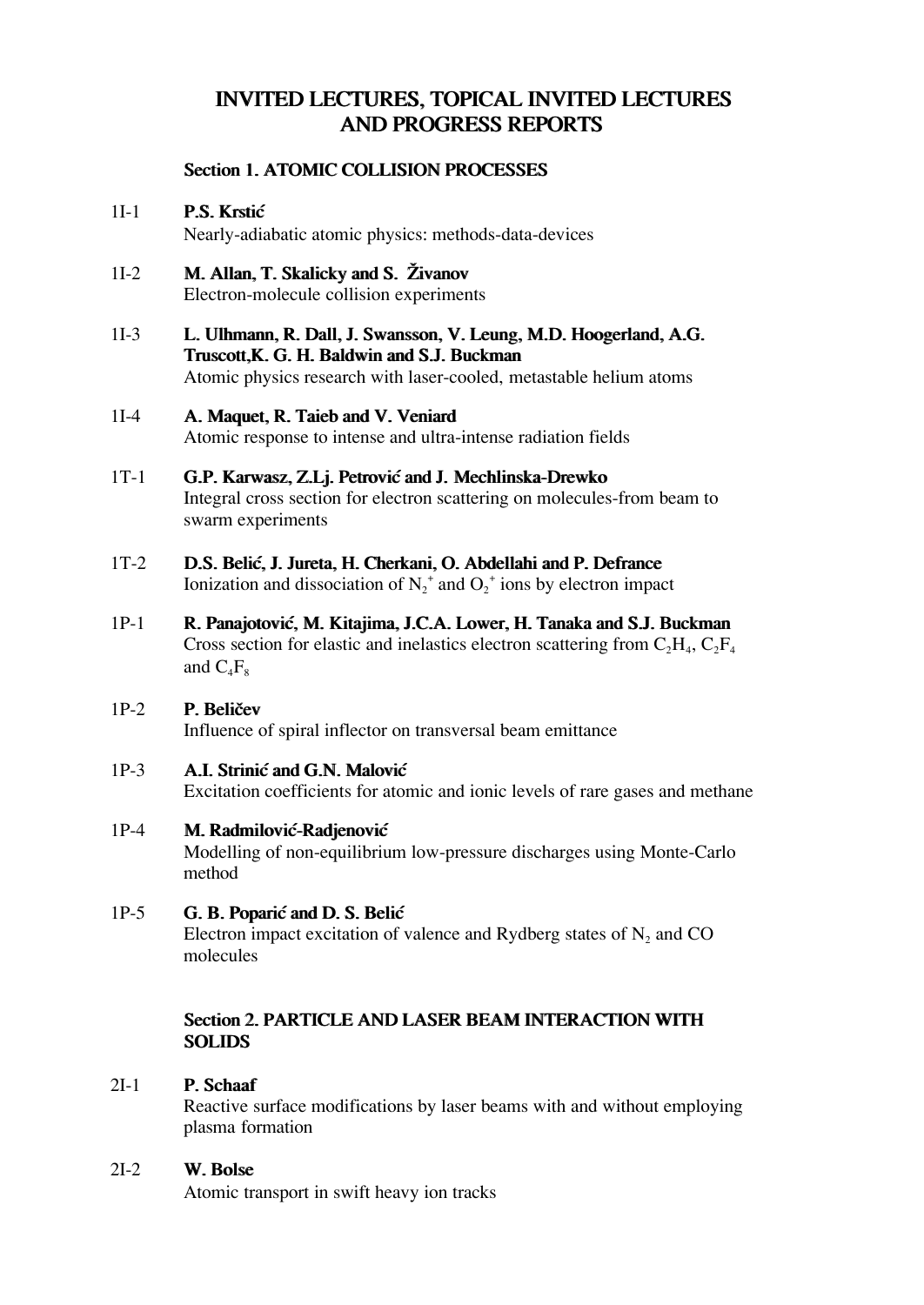# INVITED LECTURES, TOPICAL INVITED LECTURES AND PROGRESS REPORTS

## Section 1. ATOMIC COLLISION PROCESSES

1I-1 **P.S. Krstić**
Nearly-adiabatic atomic physics: methods-data-devices

1I-2 **M. Allan, T. Skalicky and S. Živanov**
Electron-molecule collision experiments

1I-3 **L. Ulhmann, R. Dall, J. Swansson, V. Leung, M.D. Hoogerland, A.G. Truscott,K. G. H. Baldwin and S.J. Buckman**
Atomic physics research with laser-cooled, metastable helium atoms

1I-4 **A. Maquet, R. Taieb and V. Veniard**
Atomic response to intense and ultra-intense radiation fields

1T-1 **G.P. Karwasz, Z.Lj. Petrović and J. Mechlinska-Drewko**
Integral cross section for electron scattering on molecules-from beam to swarm experiments

1T-2 **D.S. Belić, J. Jureta, H. Cherkani, O. Abdellahi and P. Defrance**
Ionization and dissociation of $N_2^+$ and $O_2^+$ ions by electron impact

1P-1 **R. Panajotović, M. Kitajima, J.C.A. Lower, H. Tanaka and S.J. Buckman**
Cross section for elastic and inelastics electron scattering from $C_2H_4$, $C_2F_4$ and $C_4F_8$

1P-2 **P. Beličev**
Influence of spiral inflector on transversal beam emittance

1P-3 **A.I. Strinić and G.N. Malović**
Excitation coefficients for atomic and ionic levels of rare gases and methane

1P-4 **M. Radmilović-Radjenović**
Modelling of non-equilibrium low-pressure discharges using Monte-Carlo method

1P-5 **G. B. Poparić and D. S. Belić**
Electron impact excitation of valence and Rydberg states of $N_2$ and CO molecules

## Section 2. PARTICLE AND LASER BEAM INTERACTION WITH SOLIDS

2I-1 **P. Schaaf**
Reactive surface modifications by laser beams with and without employing plasma formation

2I-2 **W. Bolse**
Atomic transport in swift heavy ion tracks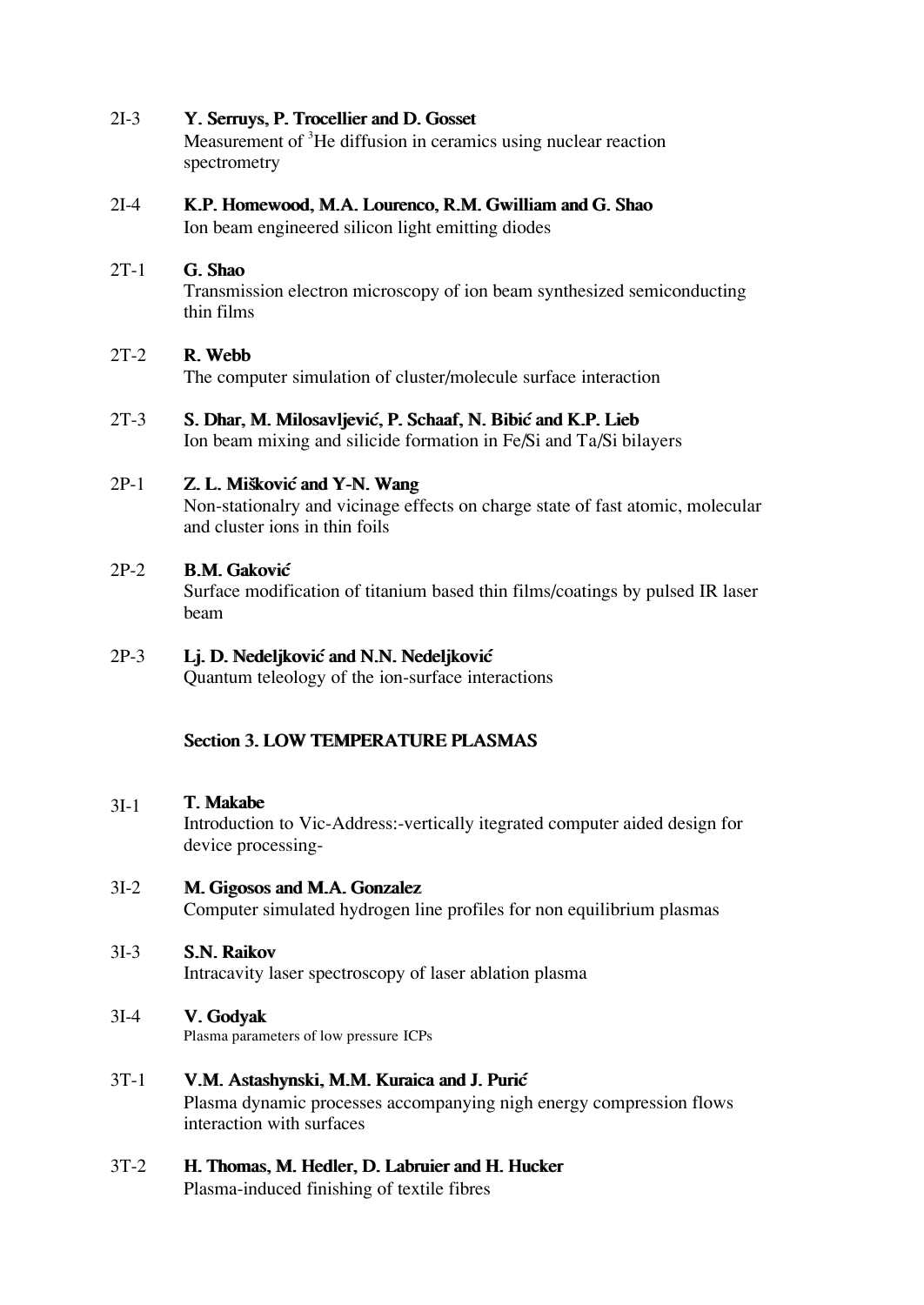2I-3 **Y. Serruys, P. Trocellier and D. Gosset**
Measurement of $^{3}$He diffusion in ceramics using nuclear reaction spectrometry

2I-4 **K.P. Homewood, M.A. Lourenco, R.M. Gwilliam and G. Shao**
Ion beam engineered silicon light emitting diodes

2T-1 **G. Shao**
Transmission electron microscopy of ion beam synthesized semiconducting thin films

2T-2 **R. Webb**
The computer simulation of cluster/molecule surface interaction

2T-3 **S. Dhar, M. Milosavljević, P. Schaaf, N. Bibić and K.P. Lieb**
Ion beam mixing and silicide formation in Fe/Si and Ta/Si bilayers

2P-1 **Z. L. Mišković and Y-N. Wang**
Non-stationalry and vicinage effects on charge state of fast atomic, molecular and cluster ions in thin foils

2P-2 **B.M. Gaković**
Surface modification of titanium based thin films/coatings by pulsed IR laser beam

2P-3 **Lj. D. Nedeljković and N.N. Nedeljković**
Quantum teleology of the ion-surface interactions

## Section 3. LOW TEMPERATURE PLASMAS

3I-1 **T. Makabe**
Introduction to Vic-Address:-vertically itegrated computer aided design for device processing-

3I-2 **M. Gigosos and M.A. Gonzalez**
Computer simulated hydrogen line profiles for non equilibrium plasmas

3I-3 **S.N. Raikov**
Intracavity laser spectroscopy of laser ablation plasma

3I-4 **V. Godyak**
Plasma parameters of low pressure ICPs

3T-1 **V.M. Astashynski, M.M. Kuraica and J. Purić**
Plasma dynamic processes accompanying nigh energy compression flows interaction with surfaces

3T-2 **H. Thomas, M. Hedler, D. Labruier and H. Hucker**
Plasma-induced finishing of textile fibres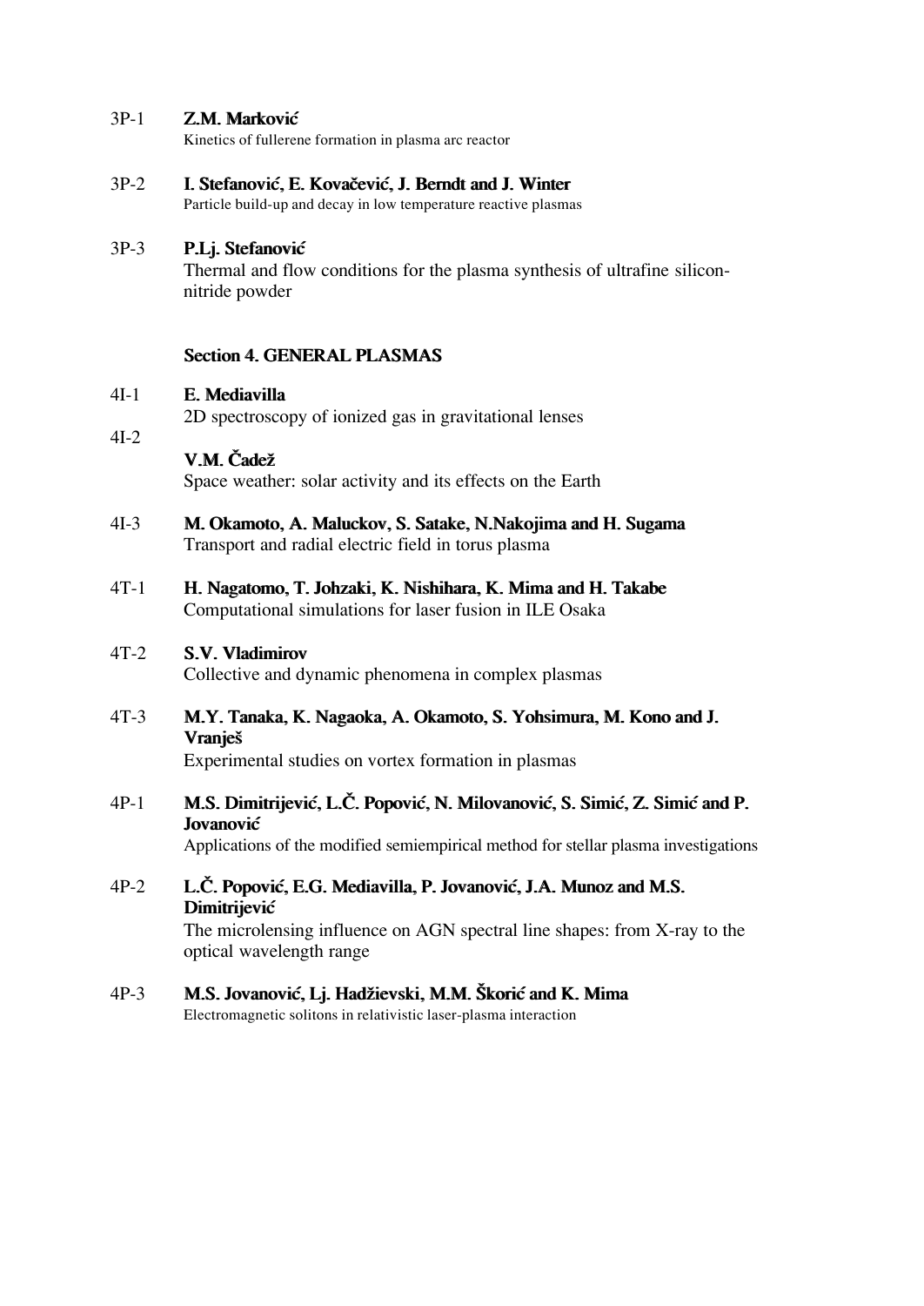3P-1 **Z.M. Marković**
Kinetics of fullerene formation in plasma arc reactor

3P-2 **I. Stefanović, E. Kovačević, J. Berndt and J. Winter**
Particle build-up and decay in low temperature reactive plasmas

3P-3 **P.Lj. Stefanović**
Thermal and flow conditions for the plasma synthesis of ultrafine silicon-nitride powder

## Section 4. GENERAL PLASMAS

4I-1 **E. Mediavilla**
2D spectroscopy of ionized gas in gravitational lenses

4I-2 **V.M. Čadež**
Space weather: solar activity and its effects on the Earth

4I-3 **M. Okamoto, A. Maluckov, S. Satake, N.Nakojima and H. Sugama**
Transport and radial electric field in torus plasma

4T-1 **H. Nagatomo, T. Johzaki, K. Nishihara, K. Mima and H. Takabe**
Computational simulations for laser fusion in ILE Osaka

4T-2 **S.V. Vladimirov**
Collective and dynamic phenomena in complex plasmas

4T-3 **M.Y. Tanaka, K. Nagaoka, A. Okamoto, S. Yohsimura, M. Kono and J. Vranješ**
Experimental studies on vortex formation in plasmas

4P-1 **M.S. Dimitrijević, L.Č. Popović, N. Milovanović, S. Simić, Z. Simić and P. Jovanović**
Applications of the modified semiempirical method for stellar plasma investigations

4P-2 **L.Č. Popović, E.G. Mediavilla, P. Jovanović, J.A. Munoz and M.S. Dimitrijević**
The microlensing influence on AGN spectral line shapes: from X-ray to the optical wavelength range

4P-3 **M.S. Jovanović, Lj. Hadžievski, M.M. Škorić and K. Mima**
Electromagnetic solitons in relativistic laser-plasma interaction